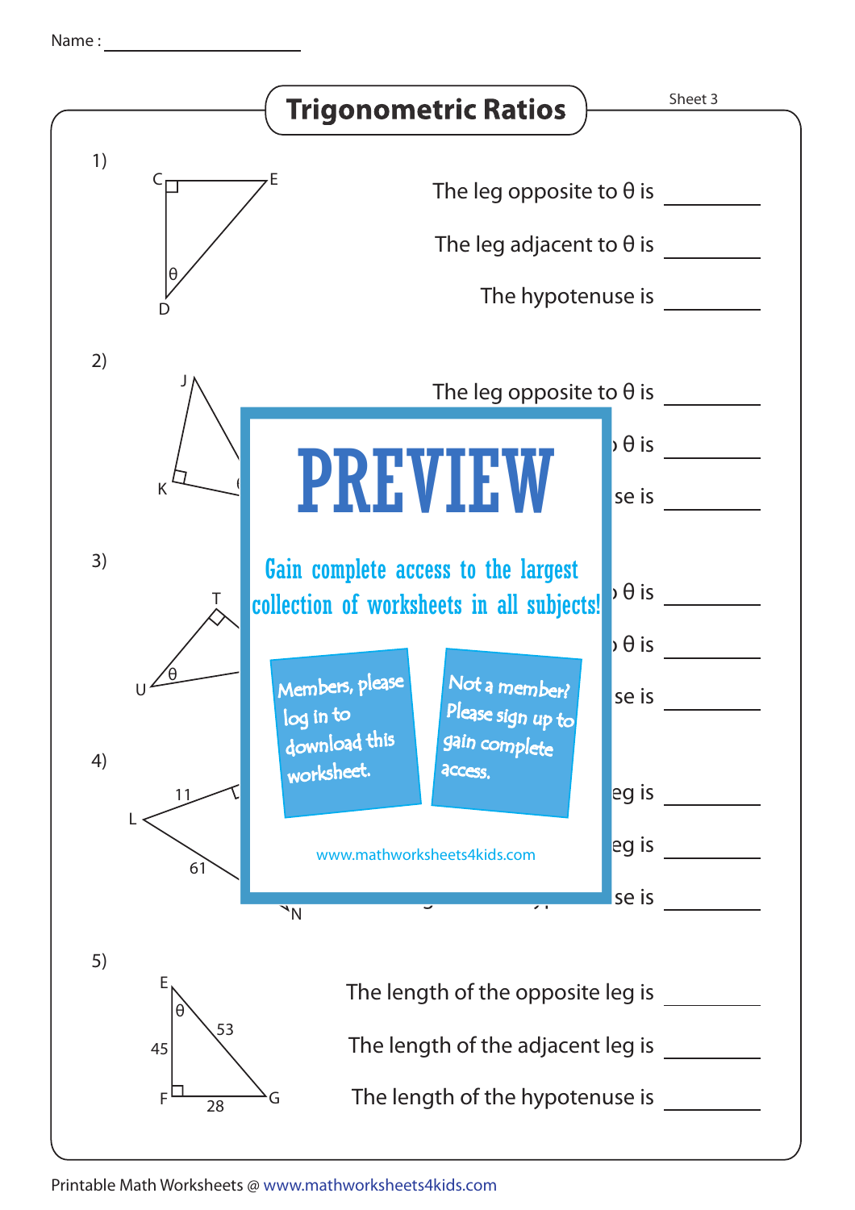Name : ____________

# Trigonometric Ratios

Sheet 3

1) C, E, D, θ

The leg opposite to θ is ________

The leg adjacent to θ is ________

The hypotenuse is ________

2) J, K

The leg opposite to θ is ________

θ is ________

se is ________

3) T, U, θ

θ is ________

θ is ________

se is ________

4) L, 11, 61, N

eg is ________

eg is ________

se is ________

**PREVIEW**

Gain complete access to the largest collection of worksheets in all subjects!

Members, please log in to download this worksheet.

Not a member? Please sign up to gain complete access.

www.mathworksheets4kids.com

5) E, F, G, θ, 45, 53, 28

The length of the opposite leg is ________

The length of the adjacent leg is ________

The length of the hypotenuse is ________

Printable Math Worksheets @ www.mathworksheets4kids.com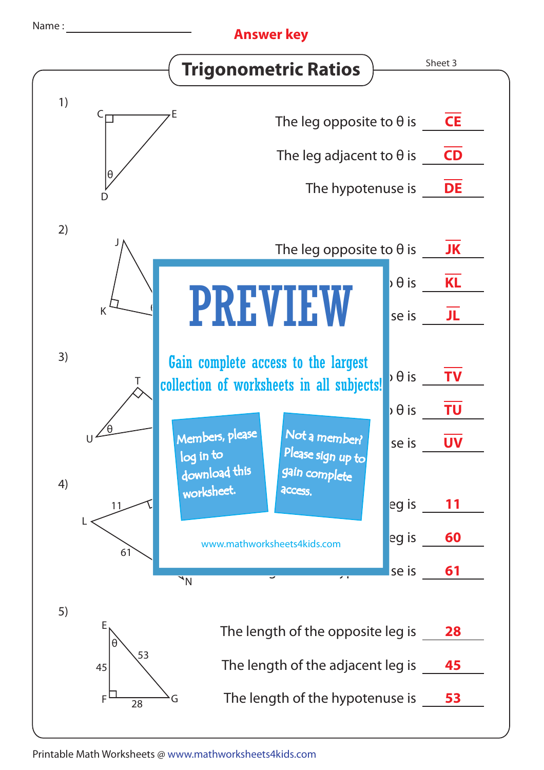Name : ____________

**Answer key**

# Trigonometric Ratios

Sheet 3

1) C, E, θ, D

The leg opposite to θ is $\overline{CE}$

The leg adjacent to θ is $\overline{CD}$

The hypotenuse is $\overline{DE}$

2) J, K

The leg opposite to θ is $\overline{JK}$

θ is $\overline{KL}$

se is $\overline{JL}$

**PREVIEW**

Gain complete access to the largest collection of worksheets in all subjects!

Members, please log in to download this worksheet.

Not a member? Please sign up to gain complete access.

www.mathworksheets4kids.com

3) T, U, θ

θ is $\overline{TV}$

θ is $\overline{TU}$

se is $\overline{UV}$

4) L, 11, 61, N

eg is 11

eg is 60

se is 61

5) E, θ, 45, 53, F, 28, G

The length of the opposite leg is 28

The length of the adjacent leg is 45

The length of the hypotenuse is 53

Printable Math Worksheets @ www.mathworksheets4kids.com